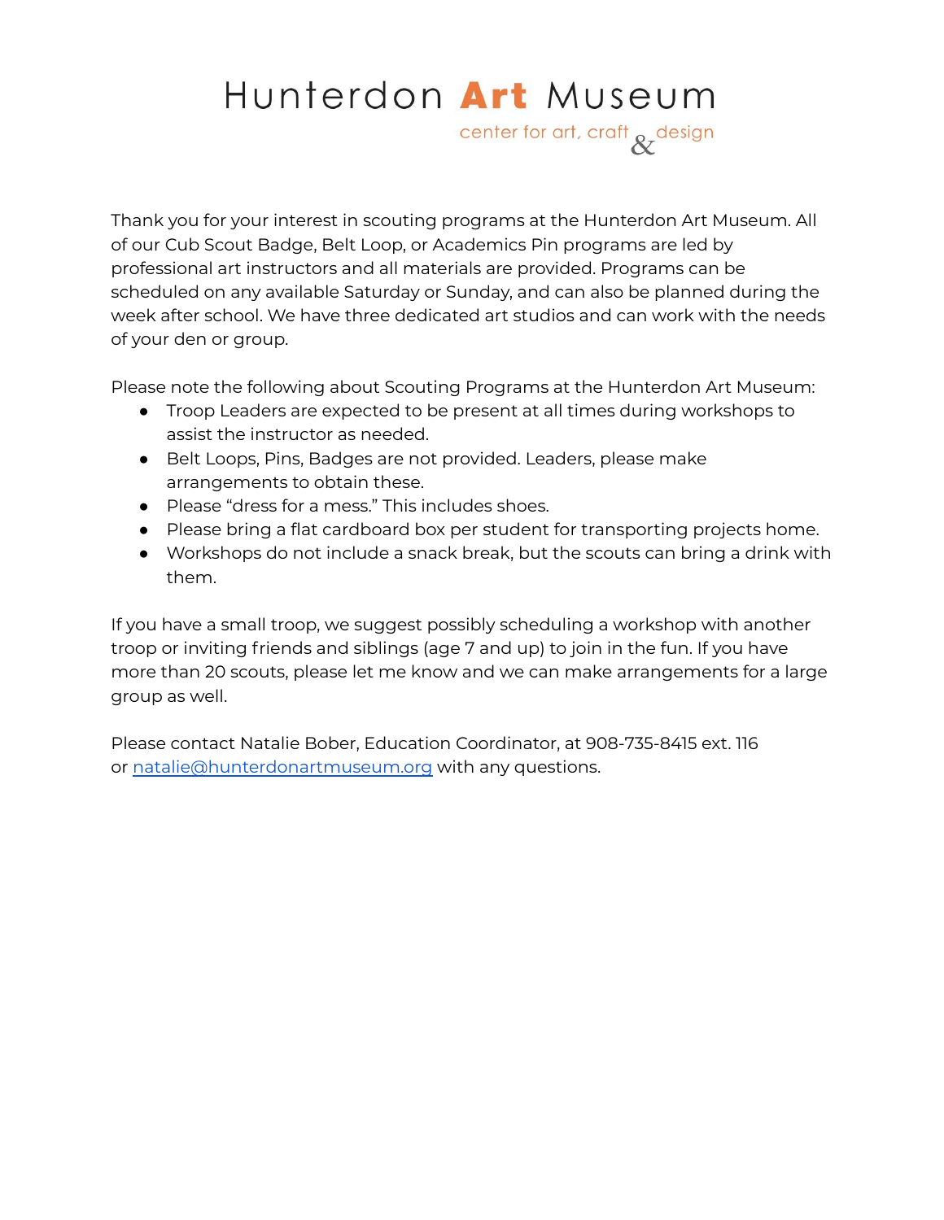# Hunterdon Art Museum

center for art, craft & design

Thank you for your interest in scouting programs at the Hunterdon Art Museum. All of our Cub Scout Badge, Belt Loop, or Academics Pin programs are led by professional art instructors and all materials are provided. Programs can be scheduled on any available Saturday or Sunday, and can also be planned during the week after school. We have three dedicated art studios and can work with the needs of your den or group.

Please note the following about Scouting Programs at the Hunterdon Art Museum:

- Troop Leaders are expected to be present at all times during workshops to assist the instructor as needed.
- Belt Loops, Pins, Badges are not provided. Leaders, please make arrangements to obtain these.
- Please "dress for a mess." This includes shoes.
- Please bring a flat cardboard box per student for transporting projects home.
- Workshops do not include a snack break, but the scouts can bring a drink with them.

If you have a small troop, we suggest possibly scheduling a workshop with another troop or inviting friends and siblings (age 7 and up) to join in the fun. If you have more than 20 scouts, please let me know and we can make arrangements for a large group as well.

Please contact Natalie Bober, Education Coordinator, at 908-735-8415 ext. 116 or [natalie@hunterdonartmuseum.org](mailto:natalie@hunterdonartmuseum.org) with any questions.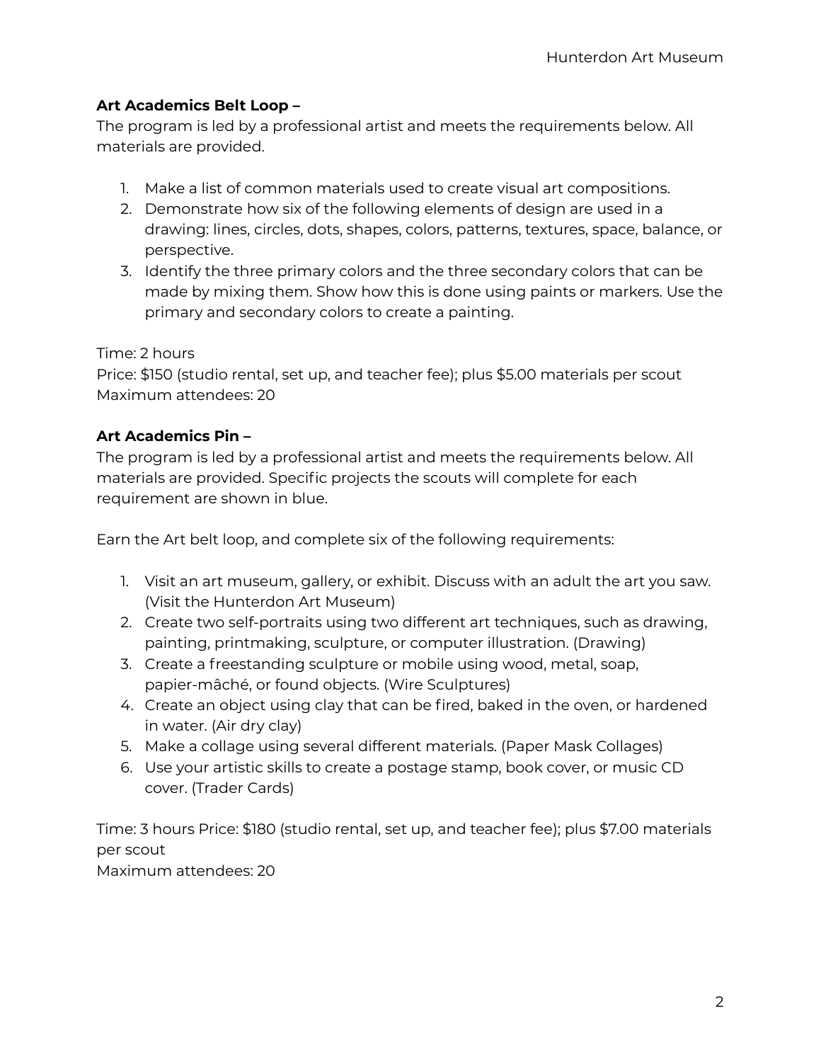**Art Academics Belt Loop –**
The program is led by a professional artist and meets the requirements below. All materials are provided.

1. Make a list of common materials used to create visual art compositions.
2. Demonstrate how six of the following elements of design are used in a drawing: lines, circles, dots, shapes, colors, patterns, textures, space, balance, or perspective.
3. Identify the three primary colors and the three secondary colors that can be made by mixing them. Show how this is done using paints or markers. Use the primary and secondary colors to create a painting.

Time: 2 hours
Price: $150 (studio rental, set up, and teacher fee); plus $5.00 materials per scout
Maximum attendees: 20

**Art Academics Pin –**
The program is led by a professional artist and meets the requirements below. All materials are provided. Specific projects the scouts will complete for each requirement are shown in blue.

Earn the Art belt loop, and complete six of the following requirements:

1. Visit an art museum, gallery, or exhibit. Discuss with an adult the art you saw. (Visit the Hunterdon Art Museum)
2. Create two self-portraits using two different art techniques, such as drawing, painting, printmaking, sculpture, or computer illustration. (Drawing)
3. Create a freestanding sculpture or mobile using wood, metal, soap, papier-mâché, or found objects. (Wire Sculptures)
4. Create an object using clay that can be fired, baked in the oven, or hardened in water. (Air dry clay)
5. Make a collage using several different materials. (Paper Mask Collages)
6. Use your artistic skills to create a postage stamp, book cover, or music CD cover. (Trader Cards)

Time: 3 hours Price: $180 (studio rental, set up, and teacher fee); plus $7.00 materials per scout
Maximum attendees: 20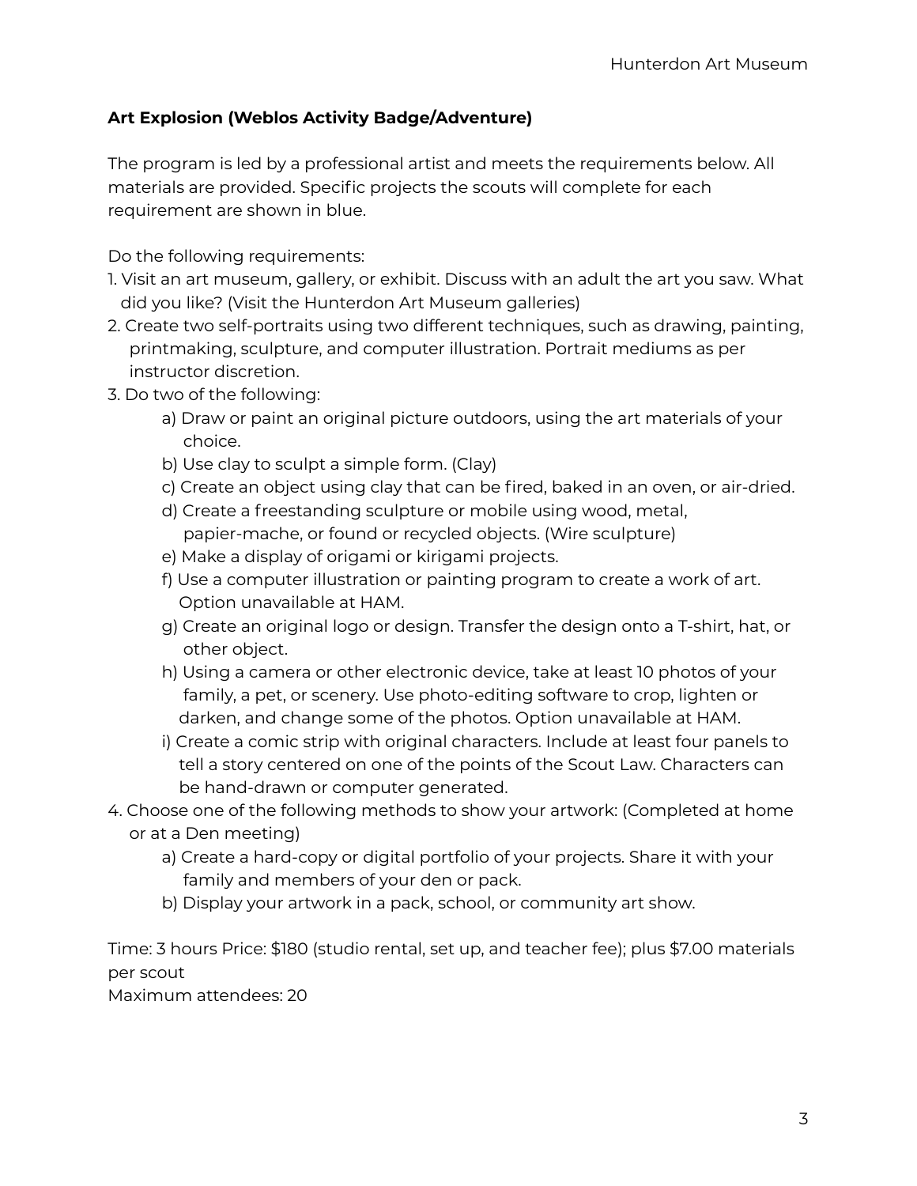**Art Explosion (Weblos Activity Badge/Adventure)**

The program is led by a professional artist and meets the requirements below. All materials are provided. Specific projects the scouts will complete for each requirement are shown in blue.

Do the following requirements:

1. Visit an art museum, gallery, or exhibit. Discuss with an adult the art you saw. What did you like? (Visit the Hunterdon Art Museum galleries)
2. Create two self-portraits using two different techniques, such as drawing, painting, printmaking, sculpture, and computer illustration. Portrait mediums as per instructor discretion.
3. Do two of the following:
   - a) Draw or paint an original picture outdoors, using the art materials of your choice.
   - b) Use clay to sculpt a simple form. (Clay)
   - c) Create an object using clay that can be fired, baked in an oven, or air-dried.
   - d) Create a freestanding sculpture or mobile using wood, metal, papier-mache, or found or recycled objects. (Wire sculpture)
   - e) Make a display of origami or kirigami projects.
   - f) Use a computer illustration or painting program to create a work of art. Option unavailable at HAM.
   - g) Create an original logo or design. Transfer the design onto a T-shirt, hat, or other object.
   - h) Using a camera or other electronic device, take at least 10 photos of your family, a pet, or scenery. Use photo-editing software to crop, lighten or darken, and change some of the photos. Option unavailable at HAM.
   - i) Create a comic strip with original characters. Include at least four panels to tell a story centered on one of the points of the Scout Law. Characters can be hand-drawn or computer generated.
4. Choose one of the following methods to show your artwork: (Completed at home or at a Den meeting)
   - a) Create a hard-copy or digital portfolio of your projects. Share it with your family and members of your den or pack.
   - b) Display your artwork in a pack, school, or community art show.

Time: 3 hours Price: $180 (studio rental, set up, and teacher fee); plus $7.00 materials per scout
Maximum attendees: 20